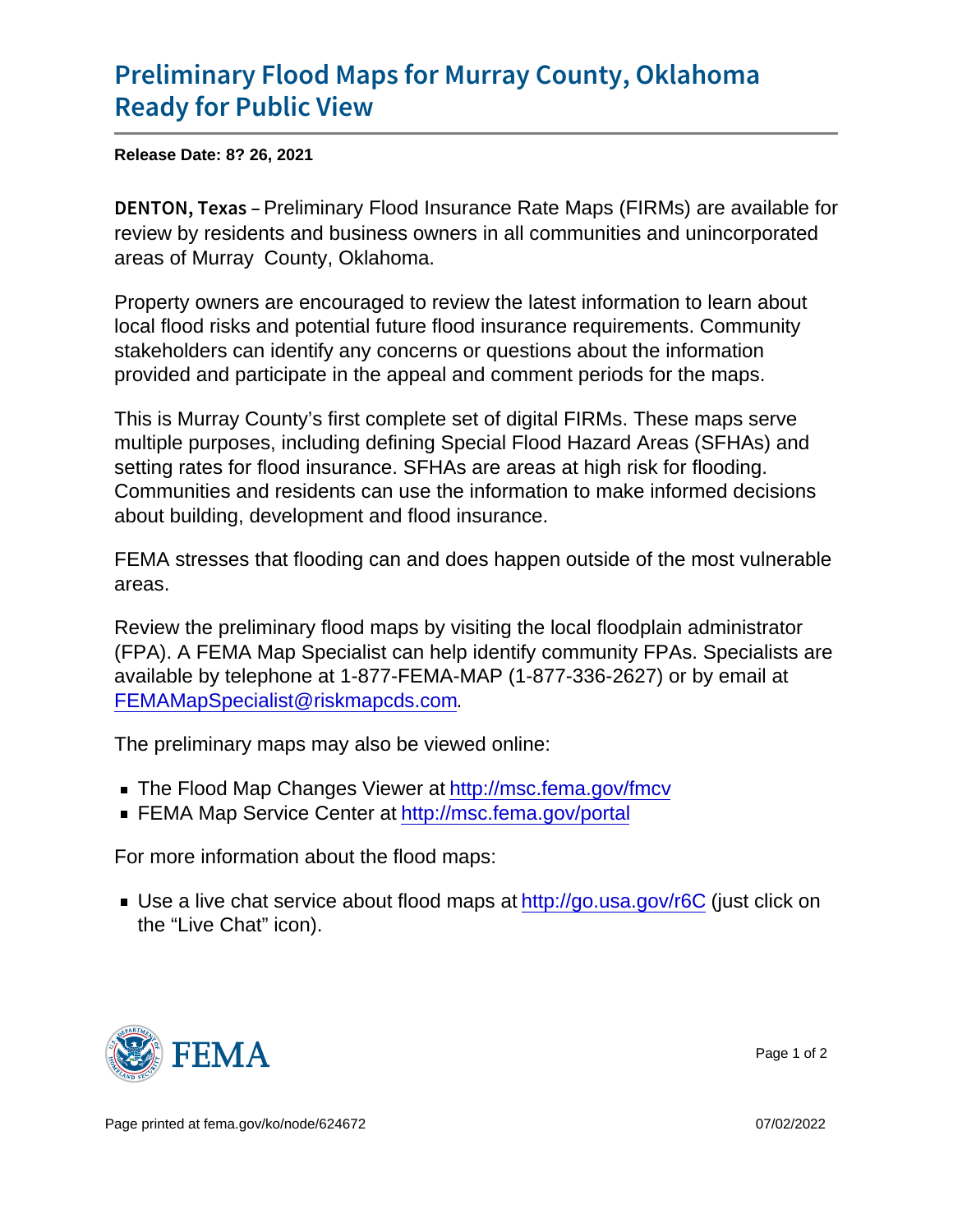# Preliminary Flood Maps for Murray County, Oklahoma Ready for Public View

**Release Date: 8? 26, 2021**

DENTON, Texas – Preliminary Flood Insurance Rate Maps (FIRMs) are available for review by residents and business owners in all communities and unincorporated areas of Murray  County, Oklahoma.

Property owners are encouraged to review the latest information to learn about local flood risks and potential future flood insurance requirements. Community stakeholders can identify any concerns or questions about the information provided and participate in the appeal and comment periods for the maps.

This is Murray County's first complete set of digital FIRMs. These maps serve multiple purposes, including defining Special Flood Hazard Areas (SFHAs) and setting rates for flood insurance. SFHAs are areas at high risk for flooding. Communities and residents can use the information to make informed decisions about building, development and flood insurance.

FEMA stresses that flooding can and does happen outside of the most vulnerable areas.

Review the preliminary flood maps by visiting the local floodplain administrator (FPA). A FEMA Map Specialist can help identify community FPAs. Specialists are available by telephone at 1-877-FEMA-MAP (1-877-336-2627) or by email at FEMAMapSpecialist@riskmapcds.com.

The preliminary maps may also be viewed online:

- The Flood Map Changes Viewer at http://msc.fema.gov/fmcv
- FEMA Map Service Center at http://msc.fema.gov/portal

For more information about the flood maps:

- Use a live chat service about flood maps at http://go.usa.gov/r6C (just click on the "Live Chat" icon).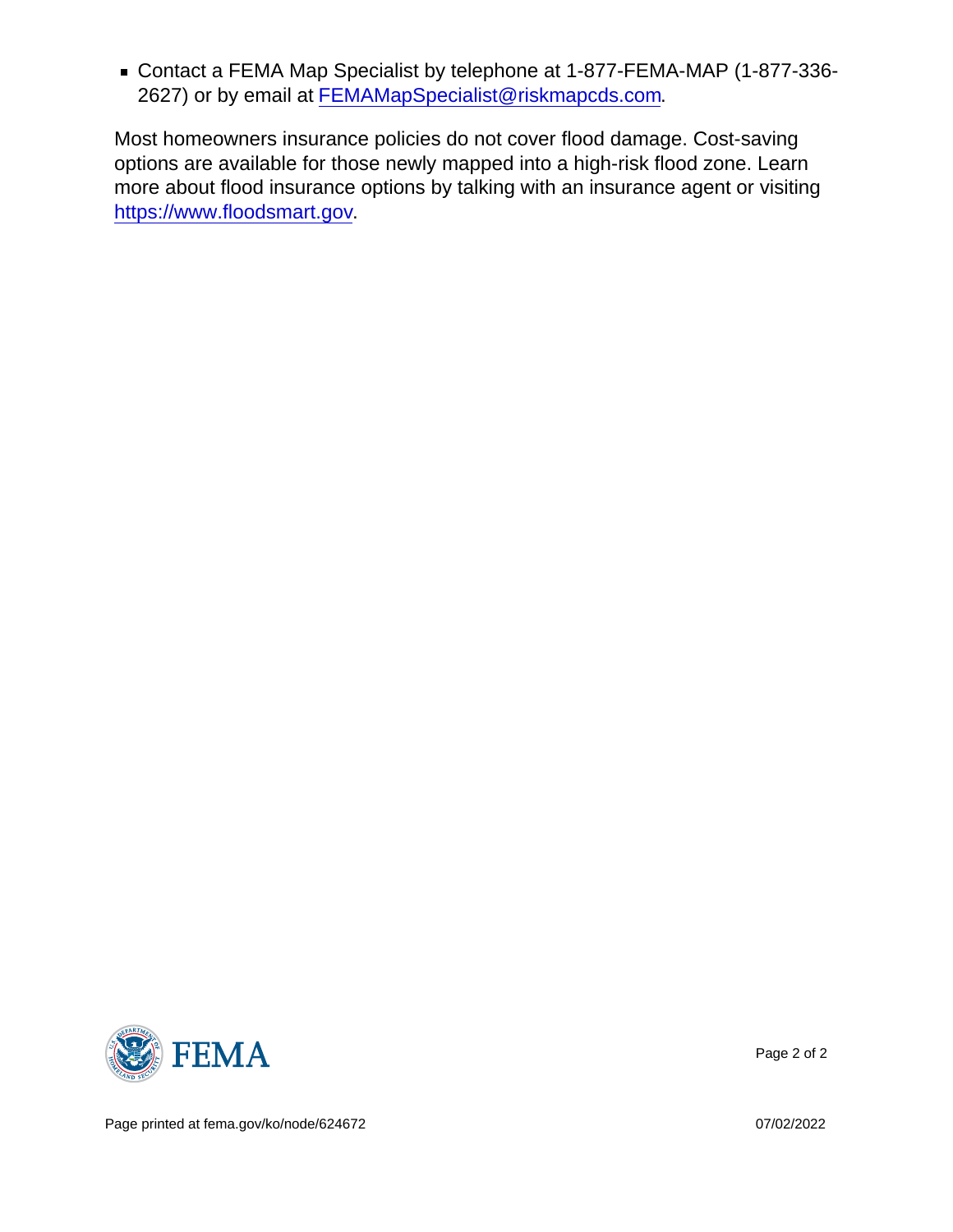- Contact a FEMA Map Specialist by telephone at 1-877-FEMA-MAP (1-877-336-2627) or by email at FEMAMapSpecialist@riskmapcds.com.

Most homeowners insurance policies do not cover flood damage. Cost-saving options are available for those newly mapped into a high-risk flood zone. Learn more about flood insurance options by talking with an insurance agent or visiting https://www.floodsmart.gov.